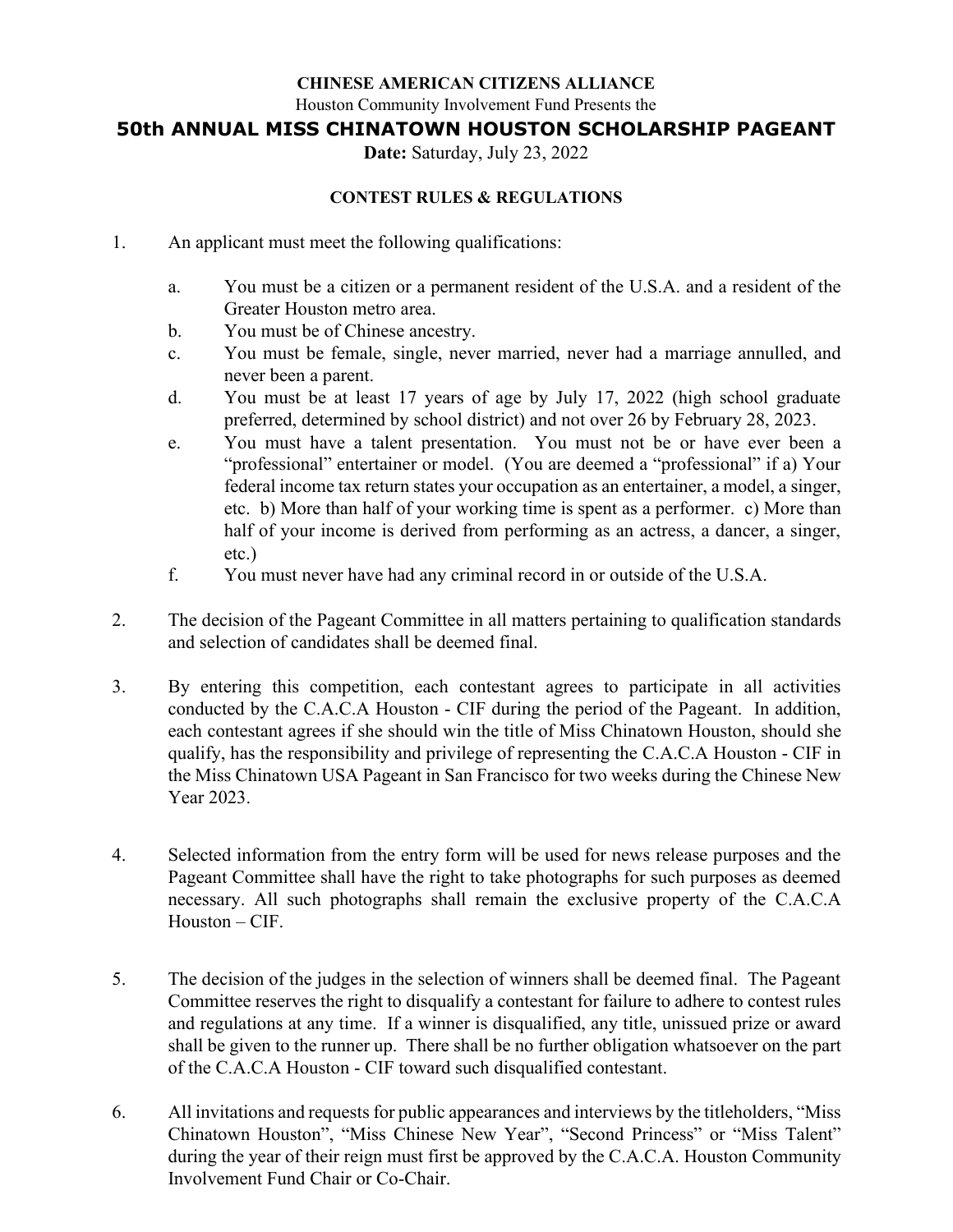**CHINESE AMERICAN CITIZENS ALLIANCE**

Houston Community Involvement Fund Presents the

# 50th ANNUAL MISS CHINATOWN HOUSTON SCHOLARSHIP PAGEANT

**Date:** Saturday, July 23, 2022

## CONTEST RULES & REGULATIONS

1. An applicant must meet the following qualifications:

   a. You must be a citizen or a permanent resident of the U.S.A. and a resident of the Greater Houston metro area.

   b. You must be of Chinese ancestry.

   c. You must be female, single, never married, never had a marriage annulled, and never been a parent.

   d. You must be at least 17 years of age by July 17, 2022 (high school graduate preferred, determined by school district) and not over 26 by February 28, 2023.

   e. You must have a talent presentation. You must not be or have ever been a "professional" entertainer or model. (You are deemed a "professional" if a) Your federal income tax return states your occupation as an entertainer, a model, a singer, etc. b) More than half of your working time is spent as a performer. c) More than half of your income is derived from performing as an actress, a dancer, a singer, etc.)

   f. You must never have had any criminal record in or outside of the U.S.A.

2. The decision of the Pageant Committee in all matters pertaining to qualification standards and selection of candidates shall be deemed final.

3. By entering this competition, each contestant agrees to participate in all activities conducted by the C.A.C.A Houston - CIF during the period of the Pageant. In addition, each contestant agrees if she should win the title of Miss Chinatown Houston, should she qualify, has the responsibility and privilege of representing the C.A.C.A Houston - CIF in the Miss Chinatown USA Pageant in San Francisco for two weeks during the Chinese New Year 2023.

4. Selected information from the entry form will be used for news release purposes and the Pageant Committee shall have the right to take photographs for such purposes as deemed necessary. All such photographs shall remain the exclusive property of the C.A.C.A Houston – CIF.

5. The decision of the judges in the selection of winners shall be deemed final. The Pageant Committee reserves the right to disqualify a contestant for failure to adhere to contest rules and regulations at any time. If a winner is disqualified, any title, unissued prize or award shall be given to the runner up. There shall be no further obligation whatsoever on the part of the C.A.C.A Houston - CIF toward such disqualified contestant.

6. All invitations and requests for public appearances and interviews by the titleholders, "Miss Chinatown Houston", "Miss Chinese New Year", "Second Princess" or "Miss Talent" during the year of their reign must first be approved by the C.A.C.A. Houston Community Involvement Fund Chair or Co-Chair.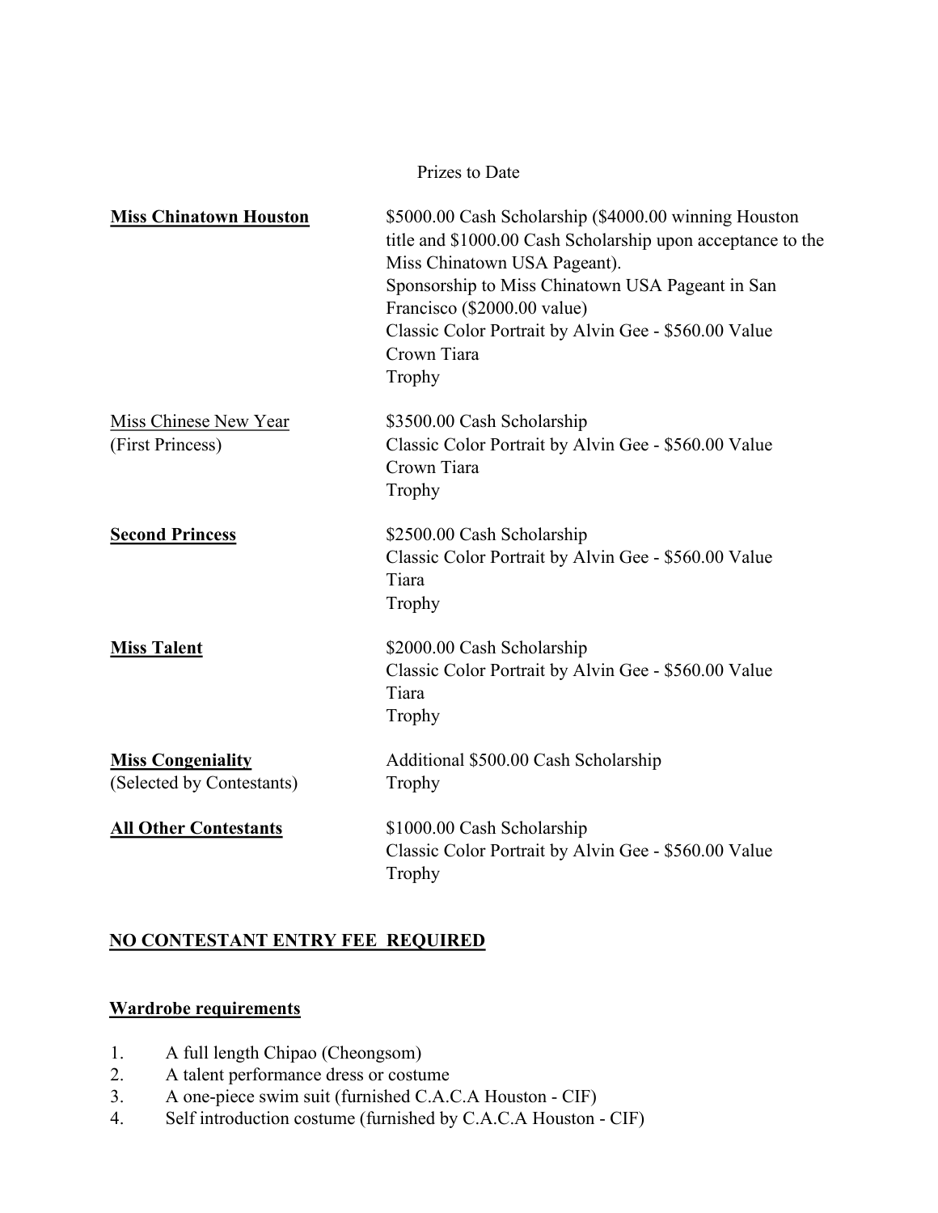Prizes to Date

| | |
|---|---|
| **<u>Miss Chinatown Houston</u>** | $5000.00 Cash Scholarship ($4000.00 winning Houston title and $1000.00 Cash Scholarship upon acceptance to the Miss Chinatown USA Pageant).<br>Sponsorship to Miss Chinatown USA Pageant in San Francisco ($2000.00 value)<br>Classic Color Portrait by Alvin Gee - $560.00 Value<br>Crown Tiara<br>Trophy |
| <u>Miss Chinese New Year</u><br>(First Princess) | $3500.00 Cash Scholarship<br>Classic Color Portrait by Alvin Gee - $560.00 Value<br>Crown Tiara<br>Trophy |
| **<u>Second Princess</u>** | $2500.00 Cash Scholarship<br>Classic Color Portrait by Alvin Gee - $560.00 Value<br>Tiara<br>Trophy |
| **<u>Miss Talent</u>** | $2000.00 Cash Scholarship<br>Classic Color Portrait by Alvin Gee - $560.00 Value<br>Tiara<br>Trophy |
| **<u>Miss Congeniality</u>**<br>(Selected by Contestants) | Additional $500.00 Cash Scholarship<br>Trophy |
| **<u>All Other Contestants</u>** | $1000.00 Cash Scholarship<br>Classic Color Portrait by Alvin Gee - $560.00 Value<br>Trophy |

**<u>NO CONTESTANT ENTRY FEE REQUIRED</u>**

**<u>Wardrobe requirements</u>**

1. A full length Chipao (Cheongsom)
2. A talent performance dress or costume
3. A one-piece swim suit (furnished C.A.C.A Houston - CIF)
4. Self introduction costume (furnished by C.A.C.A Houston - CIF)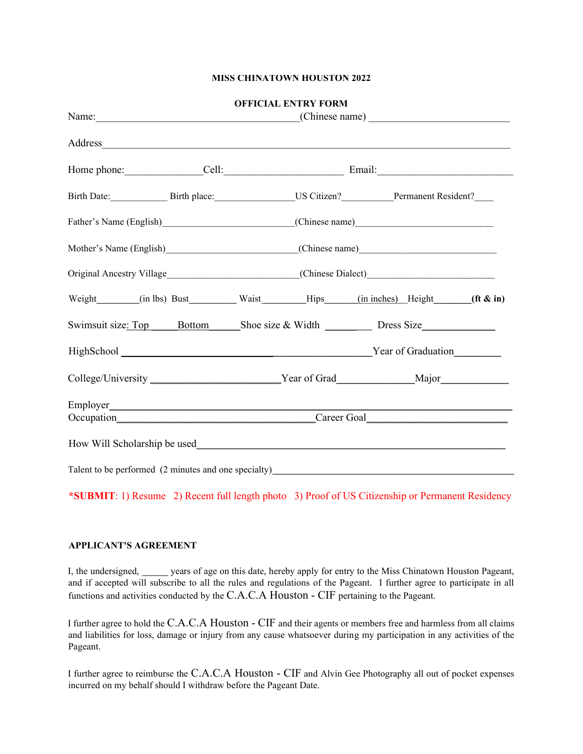**MISS CHINATOWN HOUSTON 2022**

**OFFICIAL ENTRY FORM**

Name:_________________________________________(Chinese name) ___________________________

Address_________________________________________________________________________________

Home phone:_______________Cell:_______________________ Email:__________________________

Birth Date:____________ Birth place:________________US Citizen?__________Permanent Resident?____

Father's Name (English)___________________________(Chinese name)____________________________

Mother's Name (English)__________________________(Chinese name)____________________________

Original Ancestry Village__________________________(Chinese Dialect)__________________________

Weight________(in lbs) Bust_________ Waist_________Hips______(in inches) Height_______**(ft & in)**

Swimsuit size: Top_____Bottom______Shoe size & Width _________ Dress Size______________

HighSchool ________________________________________________Year of Graduation_________

College/University ________________________Year of Grad______________Major_____________

Employer_________________________________________________________________________

Occupation____________________________________Career Goal__________________________

How Will Scholarship be used___________________________________________________________

Talent to be performed (2 minutes and one specialty)_________________________________________________

***SUBMIT**: 1) Resume 2) Recent full length photo 3) Proof of US Citizenship or Permanent Residency

**APPLICANT'S AGREEMENT**

I, the undersigned, _____ years of age on this date, hereby apply for entry to the Miss Chinatown Houston Pageant, and if accepted will subscribe to all the rules and regulations of the Pageant. I further agree to participate in all functions and activities conducted by the C.A.C.A Houston - CIF pertaining to the Pageant.

I further agree to hold the C.A.C.A Houston - CIF and their agents or members free and harmless from all claims and liabilities for loss, damage or injury from any cause whatsoever during my participation in any activities of the Pageant.

I further agree to reimburse the C.A.C.A Houston - CIF and Alvin Gee Photography all out of pocket expenses incurred on my behalf should I withdraw before the Pageant Date.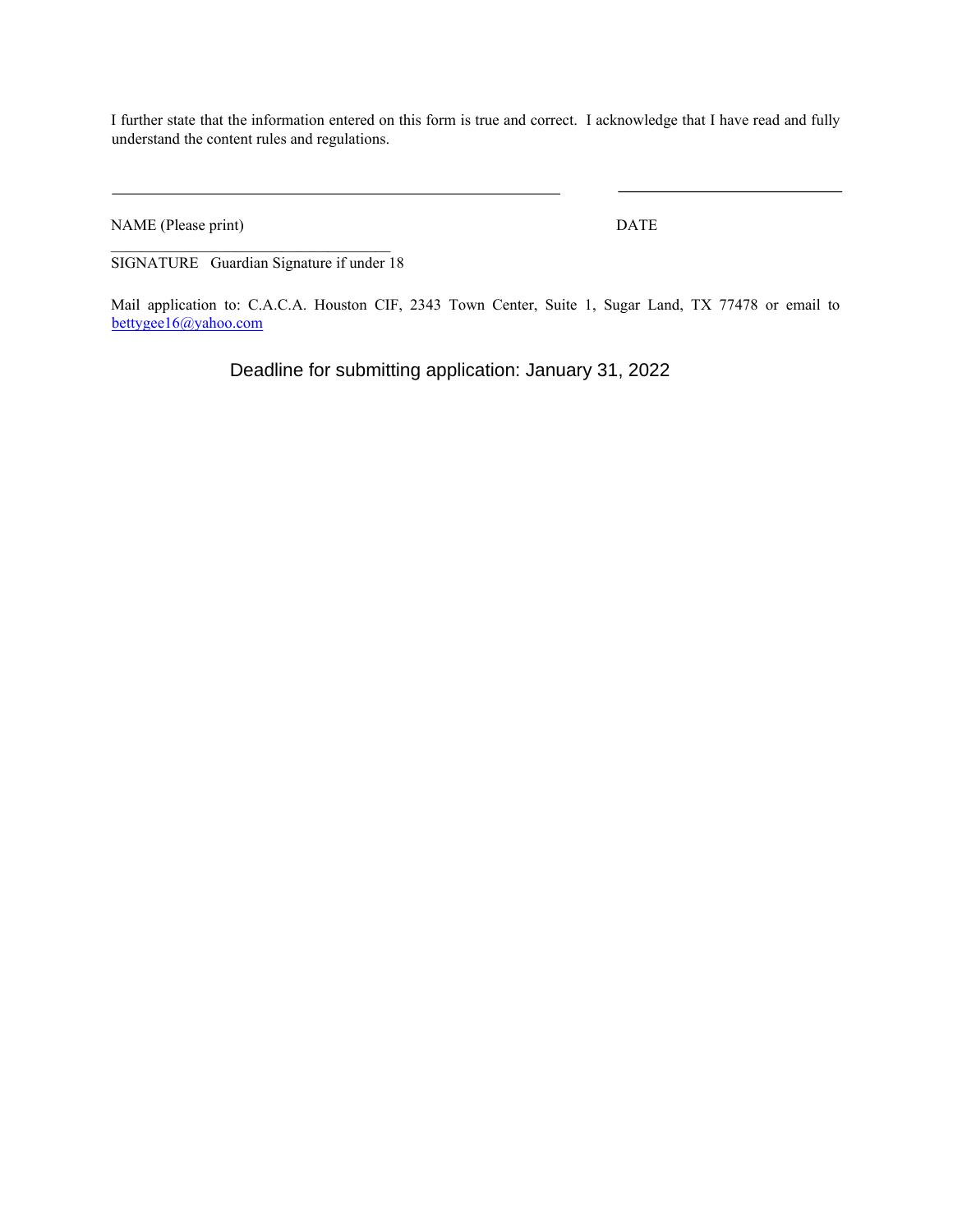I further state that the information entered on this form is true and correct. I acknowledge that I have read and fully understand the content rules and regulations.

\_\_\_\_\_\_\_\_\_\_\_\_\_\_\_\_\_\_\_\_\_\_\_\_\_\_\_\_\_\_\_\_\_\_\_\_\_\_\_\_\_\_\_\_ \_\_\_\_\_\_\_\_\_\_\_\_\_\_\_\_\_\_\_\_\_\_

NAME (Please print) DATE

\_\_\_\_\_\_\_\_\_\_\_\_\_\_\_\_\_\_\_\_\_\_\_\_\_\_\_\_\_\_

SIGNATURE Guardian Signature if under 18

Mail application to: C.A.C.A. Houston CIF, 2343 Town Center, Suite 1, Sugar Land, TX 77478 or email to bettygee16@yahoo.com

Deadline for submitting application: January 31, 2022